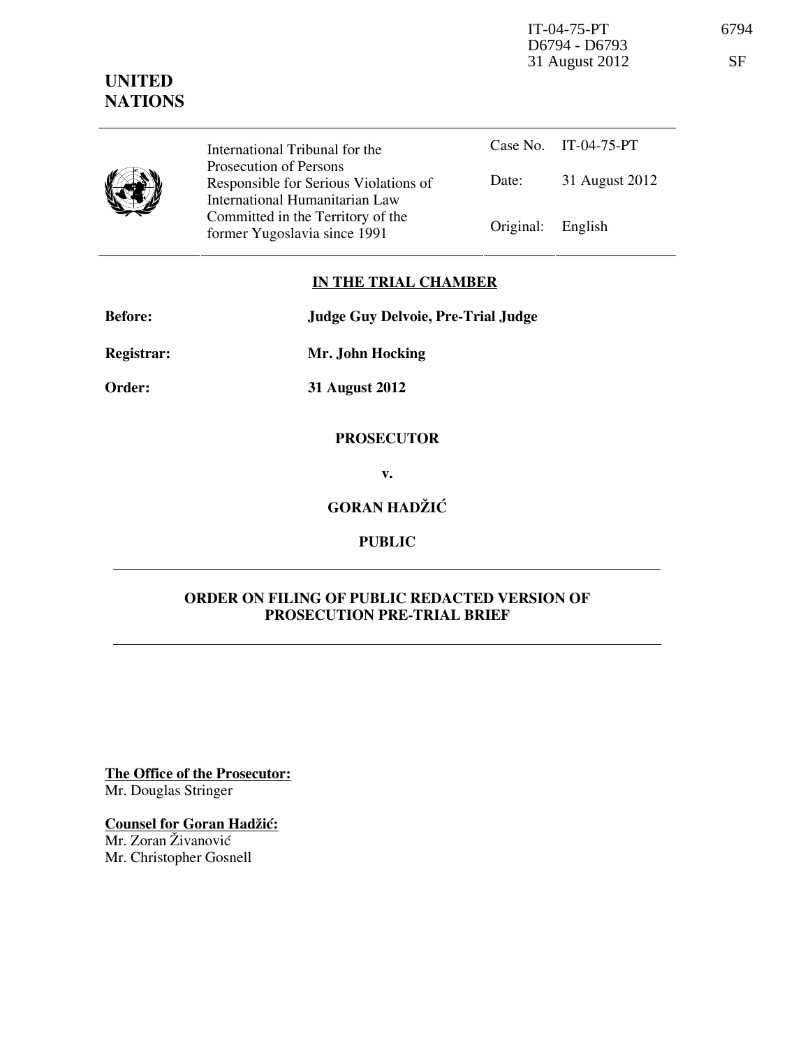IT-04-75-PT
D6794 - D6793
31 August 2012

**UNITED NATIONS**

| | | |
|---|---|---|
| International Tribunal for the Prosecution of Persons Responsible for Serious Violations of International Humanitarian Law Committed in the Territory of the former Yugoslavia since 1991 | Case No. | IT-04-75-PT |
| | Date: | 31 August 2012 |
| | Original: | English |

**IN THE TRIAL CHAMBER**

**Before:** **Judge Guy Delvoie, Pre-Trial Judge**

**Registrar:** **Mr. John Hocking**

**Order:** **31 August 2012**

**PROSECUTOR**

**v.**

**GORAN HADŽIĆ**

**PUBLIC**

**ORDER ON FILING OF PUBLIC REDACTED VERSION OF PROSECUTION PRE-TRIAL BRIEF**

**The Office of the Prosecutor:**
Mr. Douglas Stringer

**Counsel for Goran Hadžić:**
Mr. Zoran Živanović
Mr. Christopher Gosnell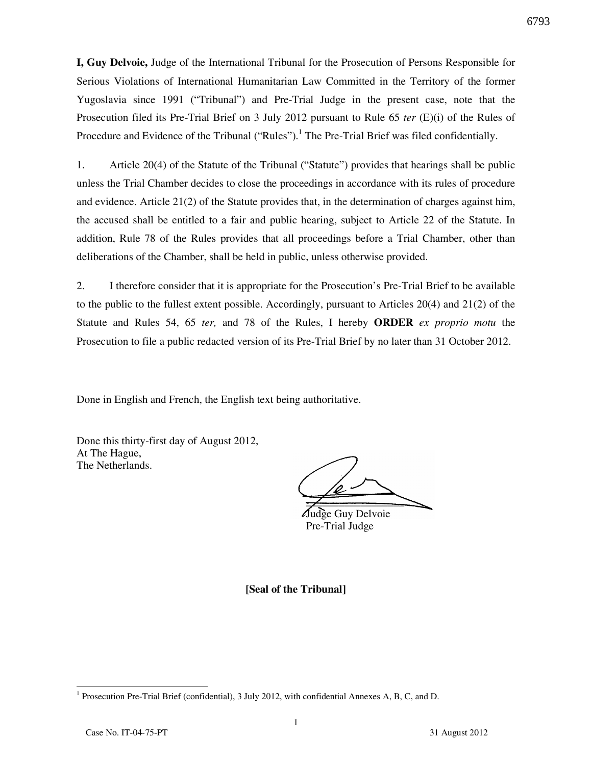**I, Guy Delvoie,** Judge of the International Tribunal for the Prosecution of Persons Responsible for Serious Violations of International Humanitarian Law Committed in the Territory of the former Yugoslavia since 1991 ("Tribunal") and Pre-Trial Judge in the present case, note that the Prosecution filed its Pre-Trial Brief on 3 July 2012 pursuant to Rule 65 *ter* (E)(i) of the Rules of Procedure and Evidence of the Tribunal ("Rules").[1] The Pre-Trial Brief was filed confidentially.

1. Article 20(4) of the Statute of the Tribunal ("Statute") provides that hearings shall be public unless the Trial Chamber decides to close the proceedings in accordance with its rules of procedure and evidence. Article 21(2) of the Statute provides that, in the determination of charges against him, the accused shall be entitled to a fair and public hearing, subject to Article 22 of the Statute. In addition, Rule 78 of the Rules provides that all proceedings before a Trial Chamber, other than deliberations of the Chamber, shall be held in public, unless otherwise provided.

2. I therefore consider that it is appropriate for the Prosecution's Pre-Trial Brief to be available to the public to the fullest extent possible. Accordingly, pursuant to Articles 20(4) and 21(2) of the Statute and Rules 54, 65 *ter,* and 78 of the Rules, I hereby **ORDER** *ex proprio motu* the Prosecution to file a public redacted version of its Pre-Trial Brief by no later than 31 October 2012.

Done in English and French, the English text being authoritative.

Done this thirty-first day of August 2012,
At The Hague,
The Netherlands.

Judge Guy Delvoie
Pre-Trial Judge

**[Seal of the Tribunal]**

[1] Prosecution Pre-Trial Brief (confidential), 3 July 2012, with confidential Annexes A, B, C, and D.